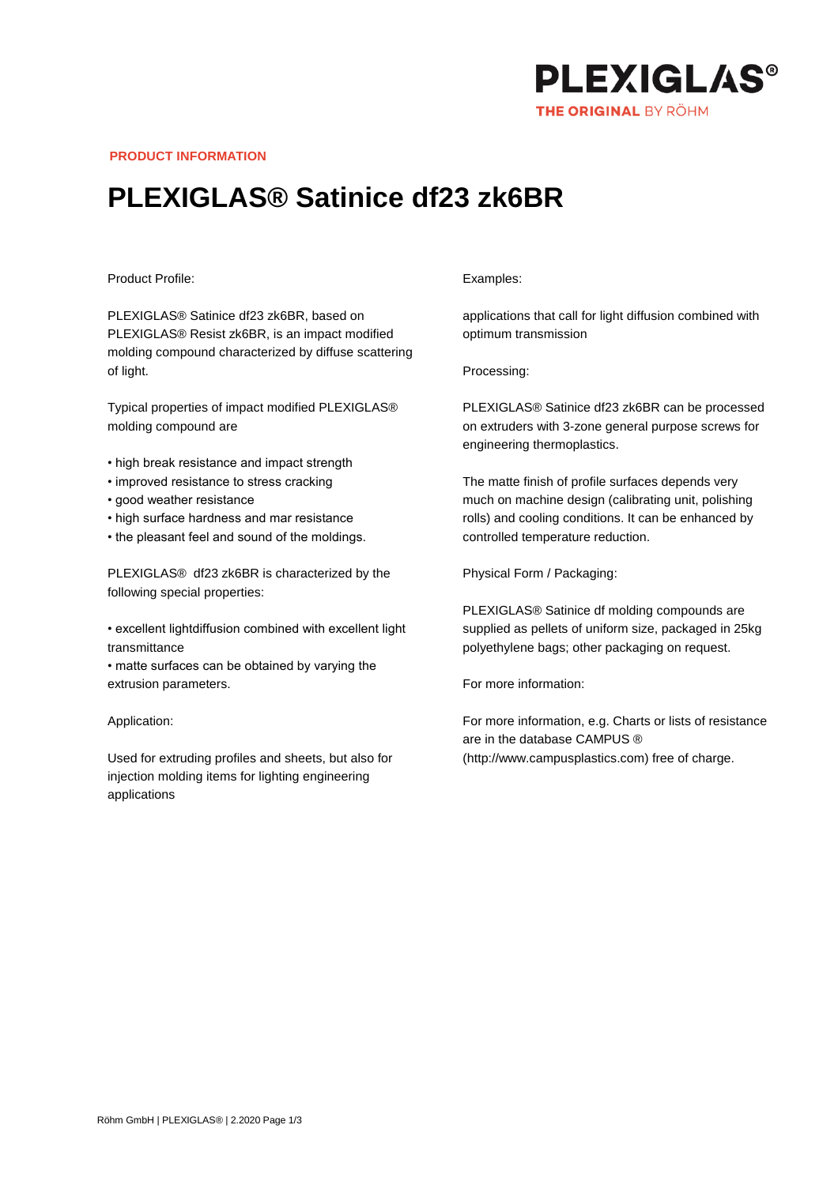PRODUCT INFORMATION

# PLEXIGLAS® Satinice df23 zk6BR

Product Profile:

PLEXIGLAS® Satinice df23 zk6BR, based on PLEXIGLAS® Resist zk6BR, is an impact modified molding compound characterized by diffuse scattering of light.

Typical properties of impact modified PLEXIGLAS® molding compound are

- high break resistance and impact strength
- improved resistance to stress cracking
- good weather resistance
- high surface hardness and mar resistance
- the pleasant feel and sound of the moldings.

PLEXIGLAS®  df23 zk6BR is characterized by the following special properties:

- excellent lightdiffusion combined with excellent light transmittance
- matte surfaces can be obtained by varying the extrusion parameters.

Application:

Used for extruding profiles and sheets, but also for injection molding items for lighting engineering applications

Examples:

applications that call for light diffusion combined with optimum transmission

Processing:

PLEXIGLAS® Satinice df23 zk6BR can be processed on extruders with 3-zone general purpose screws for engineering thermoplastics.

The matte finish of profile surfaces depends very much on machine design (calibrating unit, polishing rolls) and cooling conditions. It can be enhanced by controlled temperature reduction.

Physical Form / Packaging:

PLEXIGLAS® Satinice df molding compounds are supplied as pellets of uniform size, packaged in 25kg polyethylene bags; other packaging on request.

For more information:

For more information, e.g. Charts or lists of resistance are in the database CAMPUS ® (http://www.campusplastics.com) free of charge.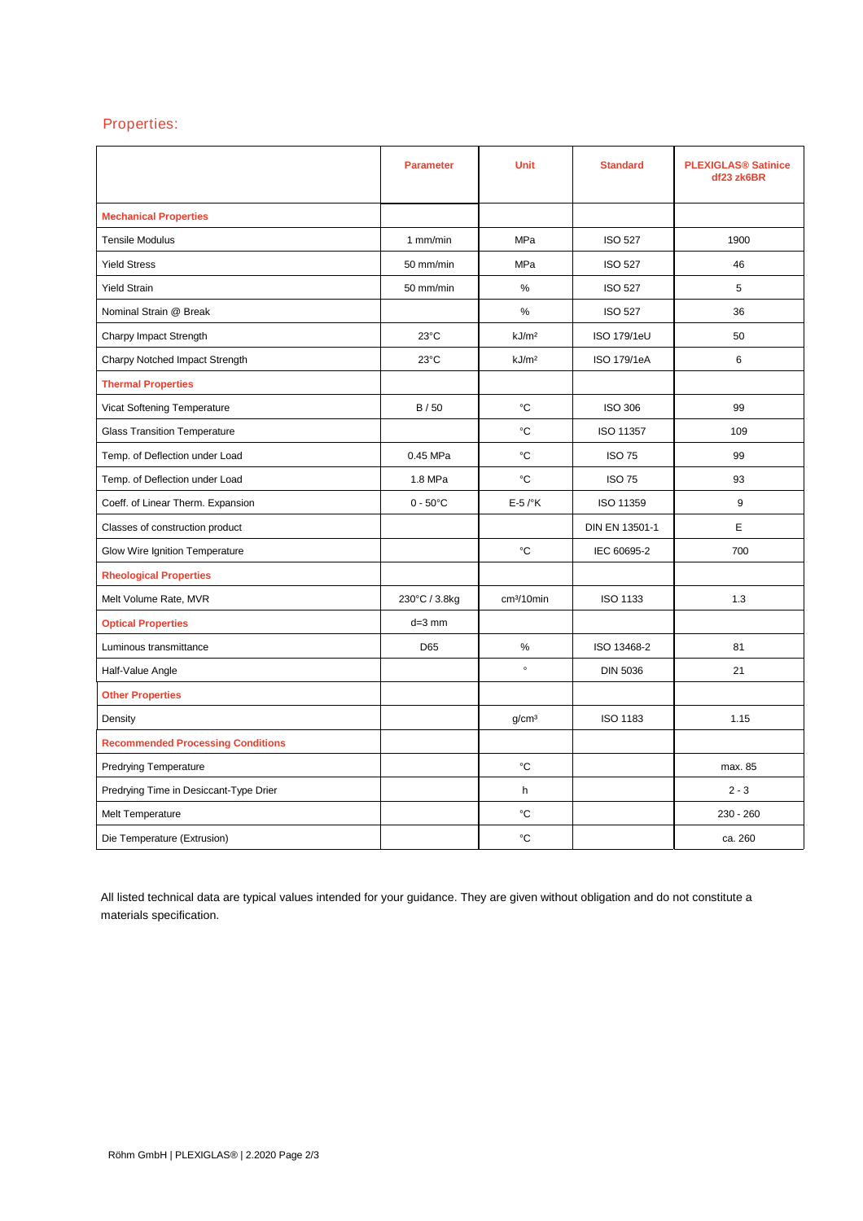## Properties:

| | Parameter | Unit | Standard | PLEXIGLAS® Satinice df23 zk6BR |
|---|---|---|---|---|
| **Mechanical Properties** | | | | |
| Tensile Modulus | 1 mm/min | MPa | ISO 527 | 1900 |
| Yield Stress | 50 mm/min | MPa | ISO 527 | 46 |
| Yield Strain | 50 mm/min | % | ISO 527 | 5 |
| Nominal Strain @ Break | | % | ISO 527 | 36 |
| Charpy Impact Strength | 23°C | kJ/m² | ISO 179/1eU | 50 |
| Charpy Notched Impact Strength | 23°C | kJ/m² | ISO 179/1eA | 6 |
| **Thermal Properties** | | | | |
| Vicat Softening Temperature | B / 50 | °C | ISO 306 | 99 |
| Glass Transition Temperature | | °C | ISO 11357 | 109 |
| Temp. of Deflection under Load | 0.45 MPa | °C | ISO 75 | 99 |
| Temp. of Deflection under Load | 1.8 MPa | °C | ISO 75 | 93 |
| Coeff. of Linear Therm. Expansion | 0 - 50°C | E-5 /°K | ISO 11359 | 9 |
| Classes of construction product | | | DIN EN 13501-1 | E |
| Glow Wire Ignition Temperature | | °C | IEC 60695-2 | 700 |
| **Rheological Properties** | | | | |
| Melt Volume Rate, MVR | 230°C / 3.8kg | cm³/10min | ISO 1133 | 1.3 |
| **Optical Properties** | d=3 mm | | | |
| Luminous transmittance | D65 | % | ISO 13468-2 | 81 |
| Half-Value Angle | | ° | DIN 5036 | 21 |
| **Other Properties** | | | | |
| Density | | g/cm³ | ISO 1183 | 1.15 |
| **Recommended Processing Conditions** | | | | |
| Predrying Temperature | | °C | | max. 85 |
| Predrying Time in Desiccant-Type Drier | | h | | 2 - 3 |
| Melt Temperature | | °C | | 230 - 260 |
| Die Temperature (Extrusion) | | °C | | ca. 260 |

All listed technical data are typical values intended for your guidance. They are given without obligation and do not constitute a materials specification.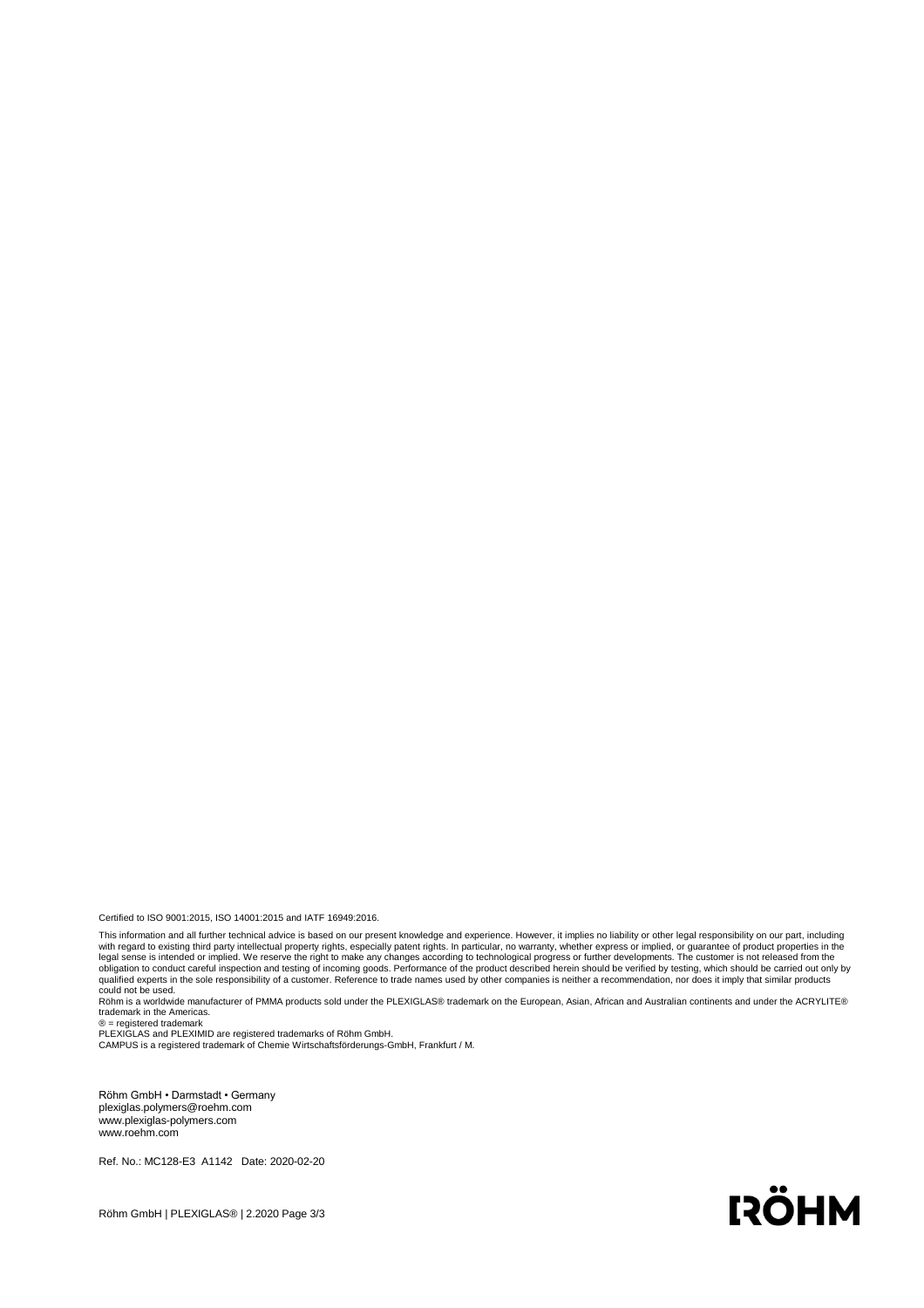Certified to ISO 9001:2015, ISO 14001:2015 and IATF 16949:2016.

This information and all further technical advice is based on our present knowledge and experience. However, it implies no liability or other legal responsibility on our part, including with regard to existing third party intellectual property rights, especially patent rights. In particular, no warranty, whether express or implied, or guarantee of product properties in the legal sense is intended or implied. We reserve the right to make any changes according to technological progress or further developments. The customer is not released from the obligation to conduct careful inspection and testing of incoming goods. Performance of the product described herein should be verified by testing, which should be carried out only by qualified experts in the sole responsibility of a customer. Reference to trade names used by other companies is neither a recommendation, nor does it imply that similar products could not be used.
Röhm is a worldwide manufacturer of PMMA products sold under the PLEXIGLAS® trademark on the European, Asian, African and Australian continents and under the ACRYLITE® trademark in the Americas.
® = registered trademark
PLEXIGLAS and PLEXIMID are registered trademarks of Röhm GmbH.
CAMPUS is a registered trademark of Chemie Wirtschaftsförderungs-GmbH, Frankfurt / M.

Röhm GmbH • Darmstadt • Germany
plexiglas.polymers@roehm.com
www.plexiglas-polymers.com
www.roehm.com

Ref. No.: MC128-E3 A1142 Date: 2020-02-20

RÖHM